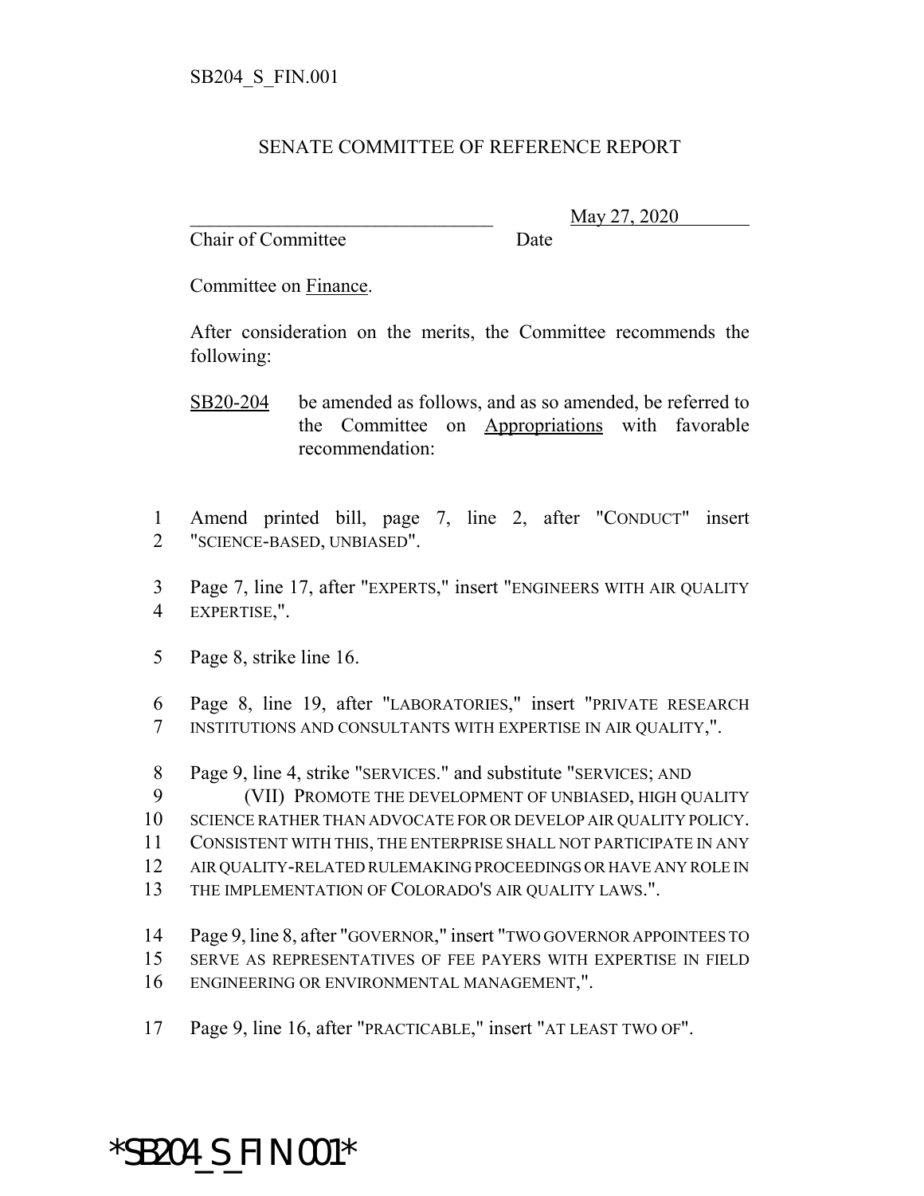SB204_S_FIN.001

SENATE COMMITTEE OF REFERENCE REPORT

________________________________ May 27, 2020
Chair of Committee Date

Committee on Finance.

After consideration on the merits, the Committee recommends the following:

SB20-204 be amended as follows, and as so amended, be referred to the Committee on Appropriations with favorable recommendation:

1 Amend printed bill, page 7, line 2, after "CONDUCT" insert
2 "SCIENCE-BASED, UNBIASED".

3 Page 7, line 17, after "EXPERTS," insert "ENGINEERS WITH AIR QUALITY
4 EXPERTISE,".

5 Page 8, strike line 16.

6 Page 8, line 19, after "LABORATORIES," insert "PRIVATE RESEARCH
7 INSTITUTIONS AND CONSULTANTS WITH EXPERTISE IN AIR QUALITY,".

8 Page 9, line 4, strike "SERVICES." and substitute "SERVICES; AND
9 (VII) PROMOTE THE DEVELOPMENT OF UNBIASED, HIGH QUALITY
10 SCIENCE RATHER THAN ADVOCATE FOR OR DEVELOP AIR QUALITY POLICY.
11 CONSISTENT WITH THIS, THE ENTERPRISE SHALL NOT PARTICIPATE IN ANY
12 AIR QUALITY-RELATED RULEMAKING PROCEEDINGS OR HAVE ANY ROLE IN
13 THE IMPLEMENTATION OF COLORADO'S AIR QUALITY LAWS.".

14 Page 9, line 8, after "GOVERNOR," insert "TWO GOVERNOR APPOINTEES TO
15 SERVE AS REPRESENTATIVES OF FEE PAYERS WITH EXPERTISE IN FIELD
16 ENGINEERING OR ENVIRONMENTAL MANAGEMENT,".

17 Page 9, line 16, after "PRACTICABLE," insert "AT LEAST TWO OF".

*SB204_S_FIN.001*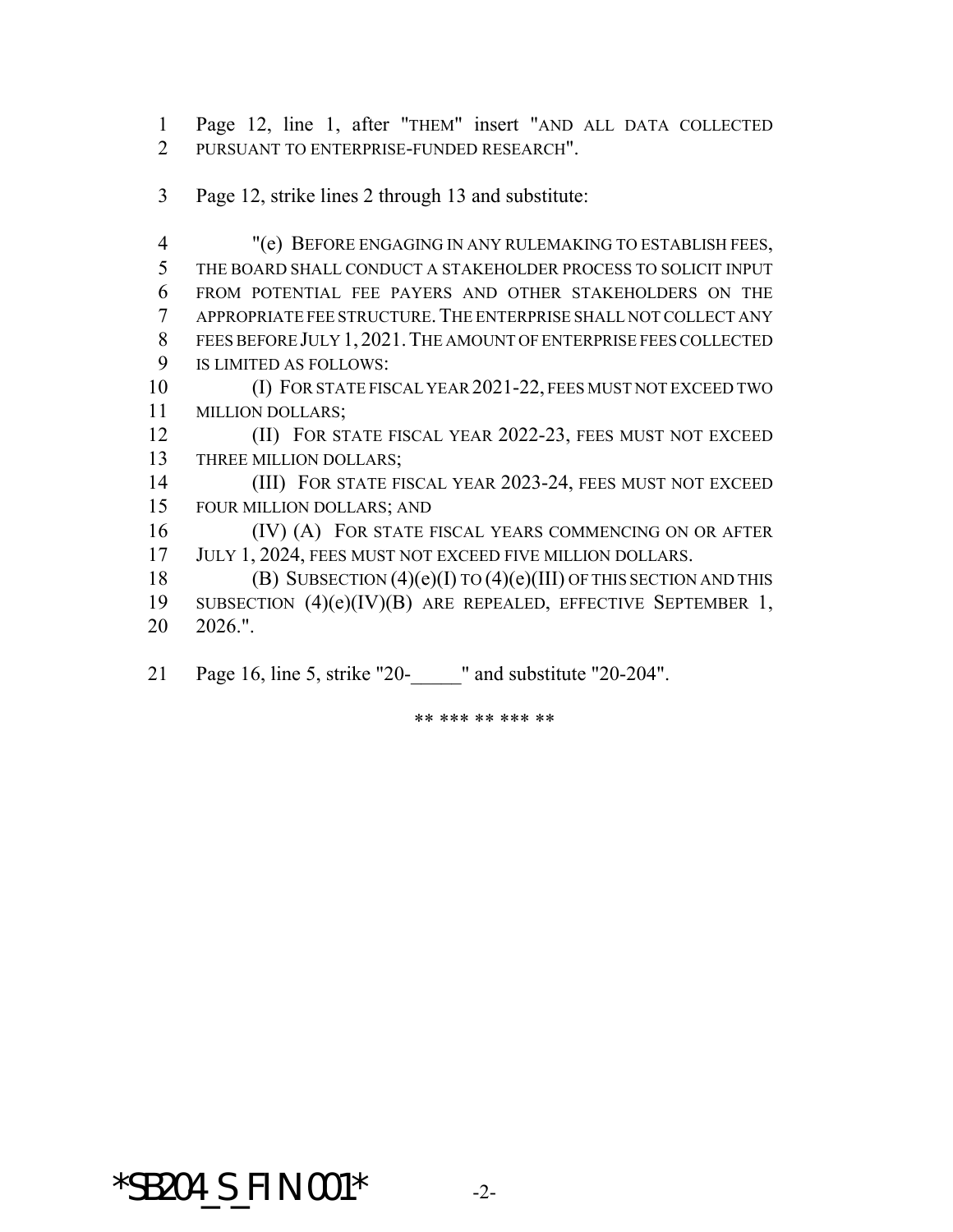Page 12, line 1, after "THEM" insert "AND ALL DATA COLLECTED PURSUANT TO ENTERPRISE-FUNDED RESEARCH".

Page 12, strike lines 2 through 13 and substitute:

"(e) BEFORE ENGAGING IN ANY RULEMAKING TO ESTABLISH FEES, THE BOARD SHALL CONDUCT A STAKEHOLDER PROCESS TO SOLICIT INPUT FROM POTENTIAL FEE PAYERS AND OTHER STAKEHOLDERS ON THE APPROPRIATE FEE STRUCTURE. THE ENTERPRISE SHALL NOT COLLECT ANY FEES BEFORE JULY 1, 2021. THE AMOUNT OF ENTERPRISE FEES COLLECTED IS LIMITED AS FOLLOWS:

(I) FOR STATE FISCAL YEAR 2021-22, FEES MUST NOT EXCEED TWO MILLION DOLLARS;

(II) FOR STATE FISCAL YEAR 2022-23, FEES MUST NOT EXCEED THREE MILLION DOLLARS;

(III) FOR STATE FISCAL YEAR 2023-24, FEES MUST NOT EXCEED FOUR MILLION DOLLARS; AND

(IV) (A) FOR STATE FISCAL YEARS COMMENCING ON OR AFTER JULY 1, 2024, FEES MUST NOT EXCEED FIVE MILLION DOLLARS.

(B) SUBSECTION (4)(e)(I) TO (4)(e)(III) OF THIS SECTION AND THIS SUBSECTION (4)(e)(IV)(B) ARE REPEALED, EFFECTIVE SEPTEMBER 1, 2026.".

Page 16, line 5, strike "20-_____" and substitute "20-204".

** *** ** *** **

*SB204_S_FIN.001*